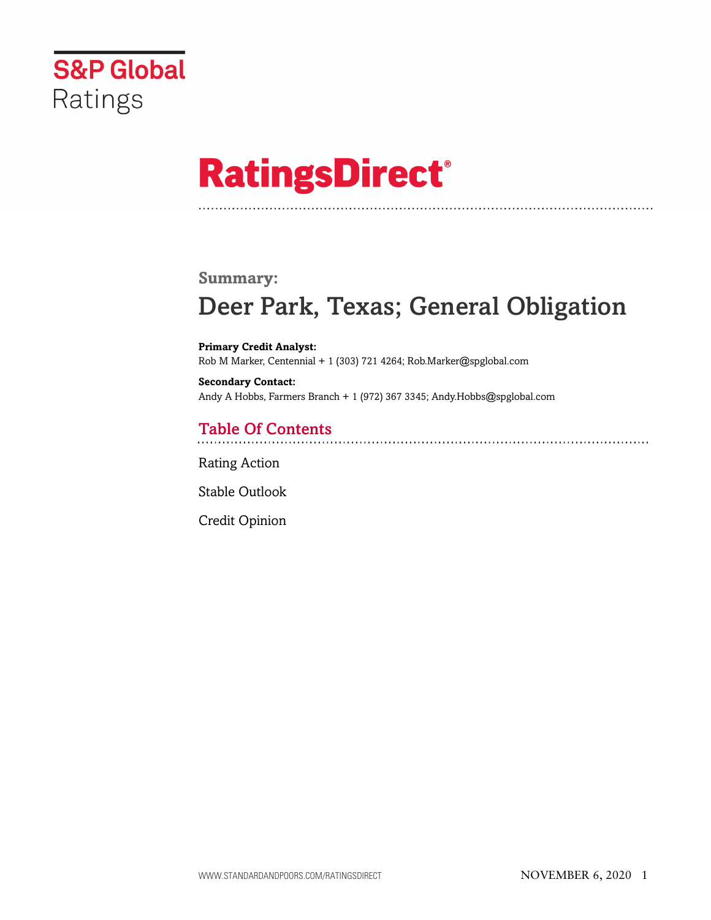S&P Global Ratings

# RatingsDirect®

**Summary:**

# Deer Park, Texas; General Obligation

**Primary Credit Analyst:**
Rob M Marker, Centennial + 1 (303) 721 4264; Rob.Marker@spglobal.com

**Secondary Contact:**
Andy A Hobbs, Farmers Branch + 1 (972) 367 3345; Andy.Hobbs@spglobal.com

## Table Of Contents

Rating Action

Stable Outlook

Credit Opinion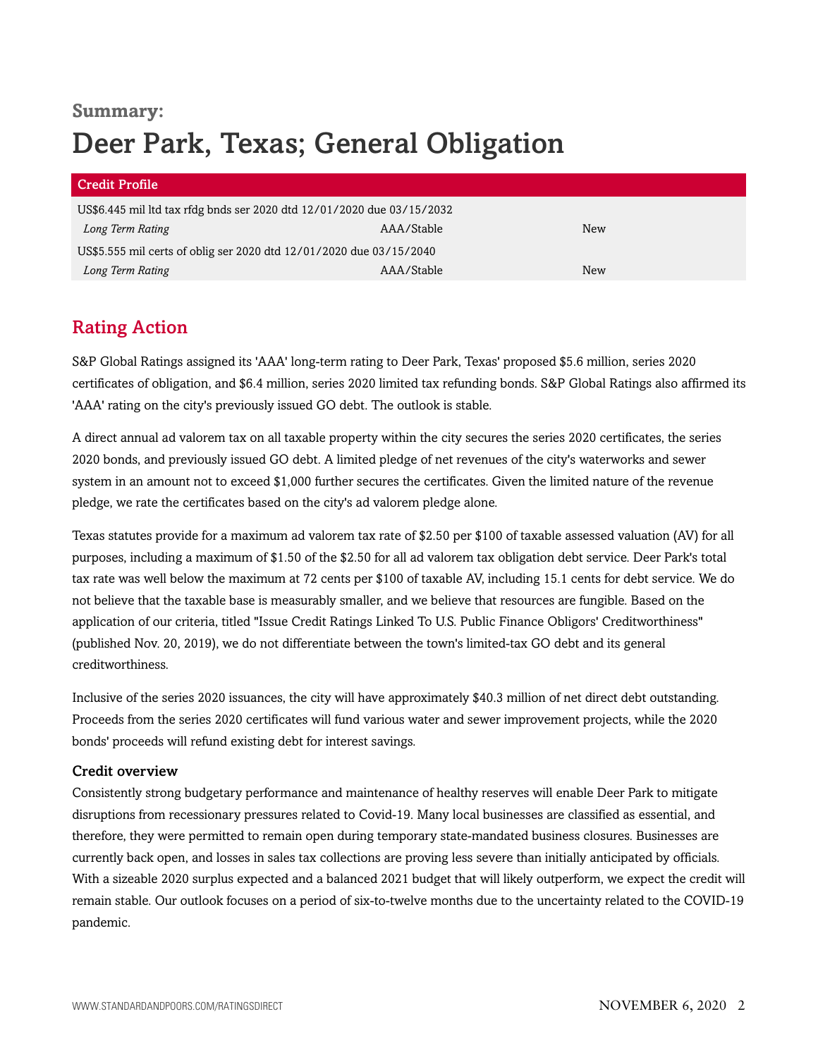**Summary:**

# Deer Park, Texas; General Obligation

| Credit Profile | | |
|---|---|---|
| US$6.445 mil ltd tax rfdg bnds ser 2020 dtd 12/01/2020 due 03/15/2032 | | |
| *Long Term Rating* | AAA/Stable | New |
| US$5.555 mil certs of oblig ser 2020 dtd 12/01/2020 due 03/15/2040 | | |
| *Long Term Rating* | AAA/Stable | New |

## Rating Action

S&P Global Ratings assigned its 'AAA' long-term rating to Deer Park, Texas' proposed $5.6 million, series 2020 certificates of obligation, and $6.4 million, series 2020 limited tax refunding bonds. S&P Global Ratings also affirmed its 'AAA' rating on the city's previously issued GO debt. The outlook is stable.

A direct annual ad valorem tax on all taxable property within the city secures the series 2020 certificates, the series 2020 bonds, and previously issued GO debt. A limited pledge of net revenues of the city's waterworks and sewer system in an amount not to exceed $1,000 further secures the certificates. Given the limited nature of the revenue pledge, we rate the certificates based on the city's ad valorem pledge alone.

Texas statutes provide for a maximum ad valorem tax rate of $2.50 per $100 of taxable assessed valuation (AV) for all purposes, including a maximum of $1.50 of the $2.50 for all ad valorem tax obligation debt service. Deer Park's total tax rate was well below the maximum at 72 cents per $100 of taxable AV, including 15.1 cents for debt service. We do not believe that the taxable base is measurably smaller, and we believe that resources are fungible. Based on the application of our criteria, titled "Issue Credit Ratings Linked To U.S. Public Finance Obligors' Creditworthiness" (published Nov. 20, 2019), we do not differentiate between the town's limited-tax GO debt and its general creditworthiness.

Inclusive of the series 2020 issuances, the city will have approximately $40.3 million of net direct debt outstanding. Proceeds from the series 2020 certificates will fund various water and sewer improvement projects, while the 2020 bonds' proceeds will refund existing debt for interest savings.

### Credit overview

Consistently strong budgetary performance and maintenance of healthy reserves will enable Deer Park to mitigate disruptions from recessionary pressures related to Covid-19. Many local businesses are classified as essential, and therefore, they were permitted to remain open during temporary state-mandated business closures. Businesses are currently back open, and losses in sales tax collections are proving less severe than initially anticipated by officials. With a sizeable 2020 surplus expected and a balanced 2021 budget that will likely outperform, we expect the credit will remain stable. Our outlook focuses on a period of six-to-twelve months due to the uncertainty related to the COVID-19 pandemic.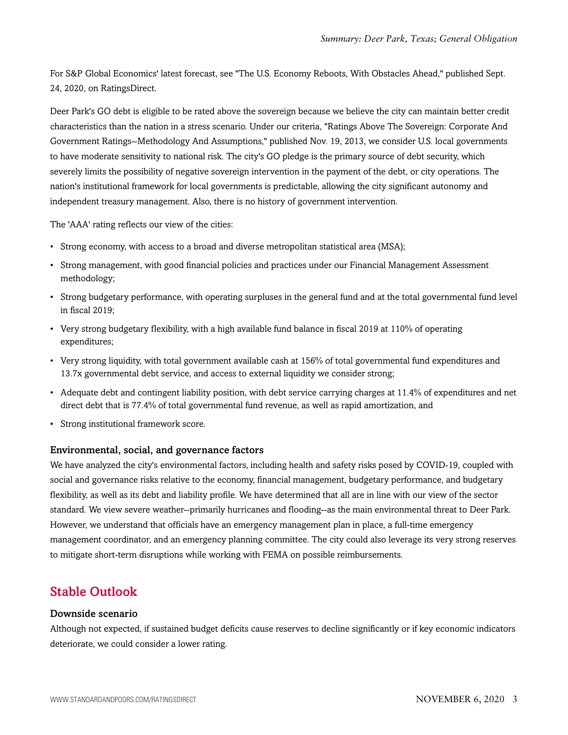For S&P Global Economics' latest forecast, see "The U.S. Economy Reboots, With Obstacles Ahead," published Sept. 24, 2020, on RatingsDirect.

Deer Park's GO debt is eligible to be rated above the sovereign because we believe the city can maintain better credit characteristics than the nation in a stress scenario. Under our criteria, "Ratings Above The Sovereign: Corporate And Government Ratings--Methodology And Assumptions," published Nov. 19, 2013, we consider U.S. local governments to have moderate sensitivity to national risk. The city's GO pledge is the primary source of debt security, which severely limits the possibility of negative sovereign intervention in the payment of the debt, or city operations. The nation's institutional framework for local governments is predictable, allowing the city significant autonomy and independent treasury management. Also, there is no history of government intervention.

The 'AAA' rating reflects our view of the cities:

- Strong economy, with access to a broad and diverse metropolitan statistical area (MSA);
- Strong management, with good financial policies and practices under our Financial Management Assessment methodology;
- Strong budgetary performance, with operating surpluses in the general fund and at the total governmental fund level in fiscal 2019;
- Very strong budgetary flexibility, with a high available fund balance in fiscal 2019 at 110% of operating expenditures;
- Very strong liquidity, with total government available cash at 156% of total governmental fund expenditures and 13.7x governmental debt service, and access to external liquidity we consider strong;
- Adequate debt and contingent liability position, with debt service carrying charges at 11.4% of expenditures and net direct debt that is 77.4% of total governmental fund revenue, as well as rapid amortization, and
- Strong institutional framework score.

### Environmental, social, and governance factors

We have analyzed the city's environmental factors, including health and safety risks posed by COVID-19, coupled with social and governance risks relative to the economy, financial management, budgetary performance, and budgetary flexibility, as well as its debt and liability profile. We have determined that all are in line with our view of the sector standard. We view severe weather--primarily hurricanes and flooding--as the main environmental threat to Deer Park. However, we understand that officials have an emergency management plan in place, a full-time emergency management coordinator, and an emergency planning committee. The city could also leverage its very strong reserves to mitigate short-term disruptions while working with FEMA on possible reimbursements.

## Stable Outlook

### Downside scenario

Although not expected, if sustained budget deficits cause reserves to decline significantly or if key economic indicators deteriorate, we could consider a lower rating.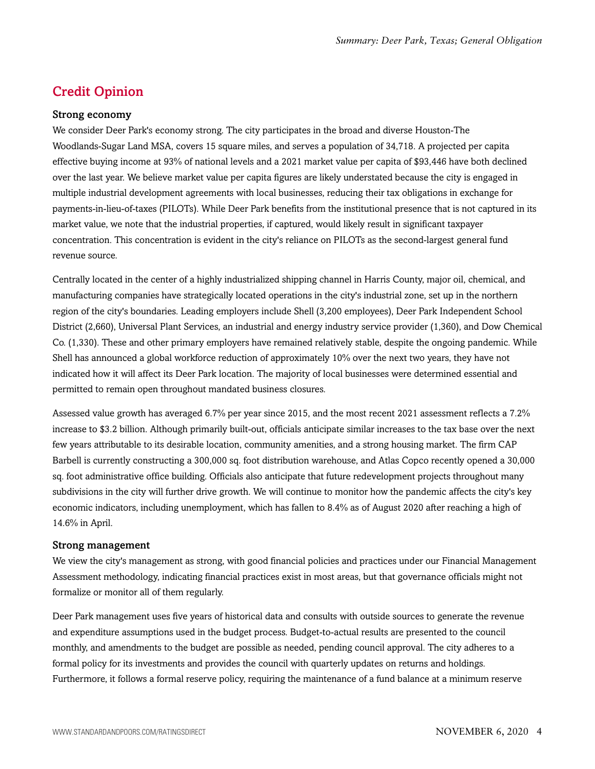## Credit Opinion

### Strong economy

We consider Deer Park's economy strong. The city participates in the broad and diverse Houston-The Woodlands-Sugar Land MSA, covers 15 square miles, and serves a population of 34,718. A projected per capita effective buying income at 93% of national levels and a 2021 market value per capita of $93,446 have both declined over the last year. We believe market value per capita figures are likely understated because the city is engaged in multiple industrial development agreements with local businesses, reducing their tax obligations in exchange for payments-in-lieu-of-taxes (PILOTs). While Deer Park benefits from the institutional presence that is not captured in its market value, we note that the industrial properties, if captured, would likely result in significant taxpayer concentration. This concentration is evident in the city's reliance on PILOTs as the second-largest general fund revenue source.

Centrally located in the center of a highly industrialized shipping channel in Harris County, major oil, chemical, and manufacturing companies have strategically located operations in the city's industrial zone, set up in the northern region of the city's boundaries. Leading employers include Shell (3,200 employees), Deer Park Independent School District (2,660), Universal Plant Services, an industrial and energy industry service provider (1,360), and Dow Chemical Co. (1,330). These and other primary employers have remained relatively stable, despite the ongoing pandemic. While Shell has announced a global workforce reduction of approximately 10% over the next two years, they have not indicated how it will affect its Deer Park location. The majority of local businesses were determined essential and permitted to remain open throughout mandated business closures.

Assessed value growth has averaged 6.7% per year since 2015, and the most recent 2021 assessment reflects a 7.2% increase to $3.2 billion. Although primarily built-out, officials anticipate similar increases to the tax base over the next few years attributable to its desirable location, community amenities, and a strong housing market. The firm CAP Barbell is currently constructing a 300,000 sq. foot distribution warehouse, and Atlas Copco recently opened a 30,000 sq. foot administrative office building. Officials also anticipate that future redevelopment projects throughout many subdivisions in the city will further drive growth. We will continue to monitor how the pandemic affects the city's key economic indicators, including unemployment, which has fallen to 8.4% as of August 2020 after reaching a high of 14.6% in April.

### Strong management

We view the city's management as strong, with good financial policies and practices under our Financial Management Assessment methodology, indicating financial practices exist in most areas, but that governance officials might not formalize or monitor all of them regularly.

Deer Park management uses five years of historical data and consults with outside sources to generate the revenue and expenditure assumptions used in the budget process. Budget-to-actual results are presented to the council monthly, and amendments to the budget are possible as needed, pending council approval. The city adheres to a formal policy for its investments and provides the council with quarterly updates on returns and holdings. Furthermore, it follows a formal reserve policy, requiring the maintenance of a fund balance at a minimum reserve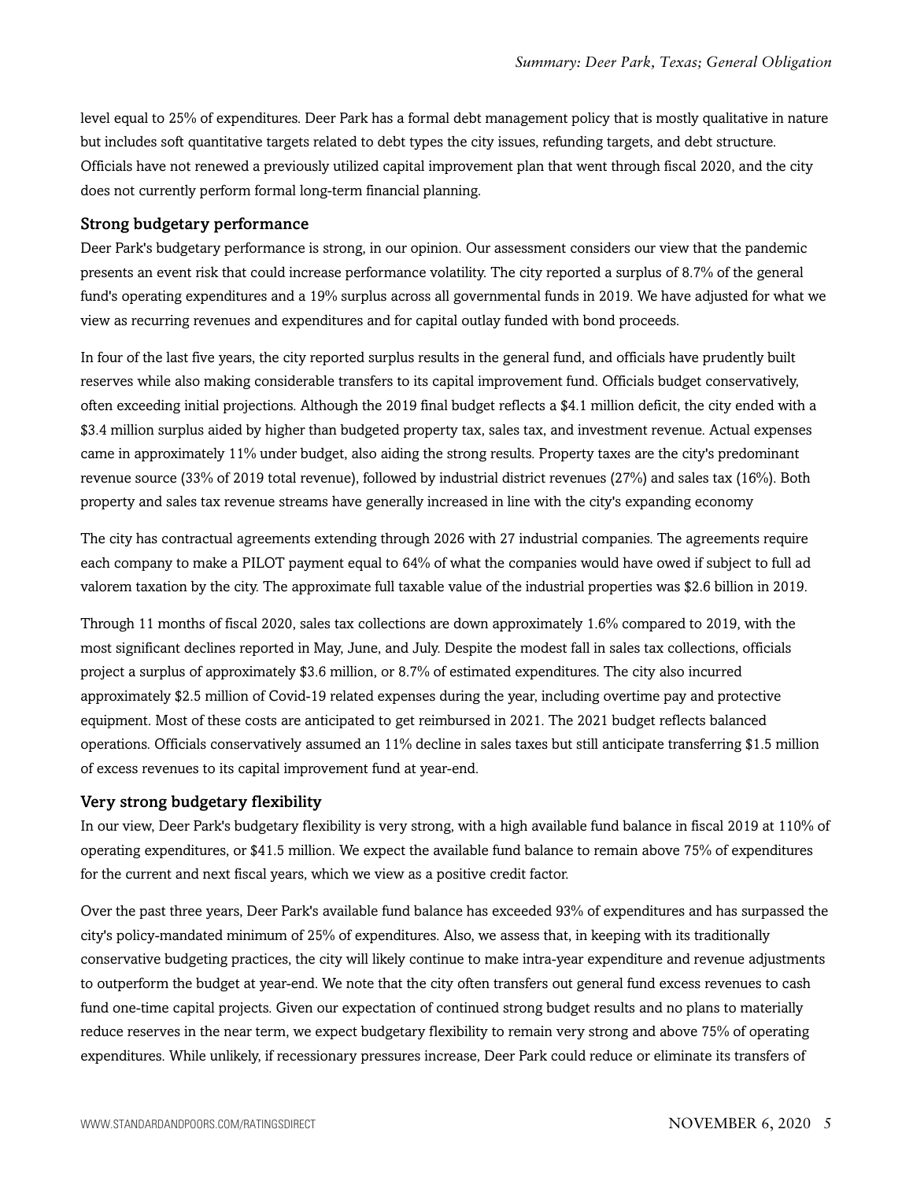level equal to 25% of expenditures. Deer Park has a formal debt management policy that is mostly qualitative in nature but includes soft quantitative targets related to debt types the city issues, refunding targets, and debt structure. Officials have not renewed a previously utilized capital improvement plan that went through fiscal 2020, and the city does not currently perform formal long-term financial planning.

### Strong budgetary performance

Deer Park's budgetary performance is strong, in our opinion. Our assessment considers our view that the pandemic presents an event risk that could increase performance volatility. The city reported a surplus of 8.7% of the general fund's operating expenditures and a 19% surplus across all governmental funds in 2019. We have adjusted for what we view as recurring revenues and expenditures and for capital outlay funded with bond proceeds.

In four of the last five years, the city reported surplus results in the general fund, and officials have prudently built reserves while also making considerable transfers to its capital improvement fund. Officials budget conservatively, often exceeding initial projections. Although the 2019 final budget reflects a $4.1 million deficit, the city ended with a $3.4 million surplus aided by higher than budgeted property tax, sales tax, and investment revenue. Actual expenses came in approximately 11% under budget, also aiding the strong results. Property taxes are the city's predominant revenue source (33% of 2019 total revenue), followed by industrial district revenues (27%) and sales tax (16%). Both property and sales tax revenue streams have generally increased in line with the city's expanding economy

The city has contractual agreements extending through 2026 with 27 industrial companies. The agreements require each company to make a PILOT payment equal to 64% of what the companies would have owed if subject to full ad valorem taxation by the city. The approximate full taxable value of the industrial properties was $2.6 billion in 2019.

Through 11 months of fiscal 2020, sales tax collections are down approximately 1.6% compared to 2019, with the most significant declines reported in May, June, and July. Despite the modest fall in sales tax collections, officials project a surplus of approximately $3.6 million, or 8.7% of estimated expenditures. The city also incurred approximately $2.5 million of Covid-19 related expenses during the year, including overtime pay and protective equipment. Most of these costs are anticipated to get reimbursed in 2021. The 2021 budget reflects balanced operations. Officials conservatively assumed an 11% decline in sales taxes but still anticipate transferring $1.5 million of excess revenues to its capital improvement fund at year-end.

### Very strong budgetary flexibility

In our view, Deer Park's budgetary flexibility is very strong, with a high available fund balance in fiscal 2019 at 110% of operating expenditures, or $41.5 million. We expect the available fund balance to remain above 75% of expenditures for the current and next fiscal years, which we view as a positive credit factor.

Over the past three years, Deer Park's available fund balance has exceeded 93% of expenditures and has surpassed the city's policy-mandated minimum of 25% of expenditures. Also, we assess that, in keeping with its traditionally conservative budgeting practices, the city will likely continue to make intra-year expenditure and revenue adjustments to outperform the budget at year-end. We note that the city often transfers out general fund excess revenues to cash fund one-time capital projects. Given our expectation of continued strong budget results and no plans to materially reduce reserves in the near term, we expect budgetary flexibility to remain very strong and above 75% of operating expenditures. While unlikely, if recessionary pressures increase, Deer Park could reduce or eliminate its transfers of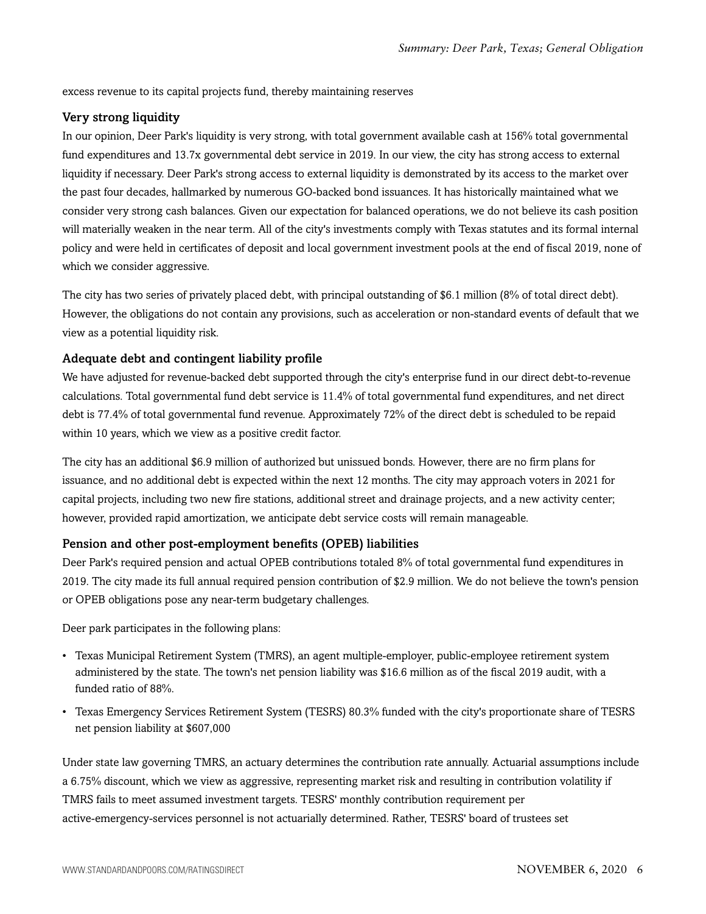excess revenue to its capital projects fund, thereby maintaining reserves

### Very strong liquidity

In our opinion, Deer Park's liquidity is very strong, with total government available cash at 156% total governmental fund expenditures and 13.7x governmental debt service in 2019. In our view, the city has strong access to external liquidity if necessary. Deer Park's strong access to external liquidity is demonstrated by its access to the market over the past four decades, hallmarked by numerous GO-backed bond issuances. It has historically maintained what we consider very strong cash balances. Given our expectation for balanced operations, we do not believe its cash position will materially weaken in the near term. All of the city's investments comply with Texas statutes and its formal internal policy and were held in certificates of deposit and local government investment pools at the end of fiscal 2019, none of which we consider aggressive.

The city has two series of privately placed debt, with principal outstanding of $6.1 million (8% of total direct debt). However, the obligations do not contain any provisions, such as acceleration or non-standard events of default that we view as a potential liquidity risk.

### Adequate debt and contingent liability profile

We have adjusted for revenue-backed debt supported through the city's enterprise fund in our direct debt-to-revenue calculations. Total governmental fund debt service is 11.4% of total governmental fund expenditures, and net direct debt is 77.4% of total governmental fund revenue. Approximately 72% of the direct debt is scheduled to be repaid within 10 years, which we view as a positive credit factor.

The city has an additional $6.9 million of authorized but unissued bonds. However, there are no firm plans for issuance, and no additional debt is expected within the next 12 months. The city may approach voters in 2021 for capital projects, including two new fire stations, additional street and drainage projects, and a new activity center; however, provided rapid amortization, we anticipate debt service costs will remain manageable.

### Pension and other post-employment benefits (OPEB) liabilities

Deer Park's required pension and actual OPEB contributions totaled 8% of total governmental fund expenditures in 2019. The city made its full annual required pension contribution of $2.9 million. We do not believe the town's pension or OPEB obligations pose any near-term budgetary challenges.

Deer park participates in the following plans:

- Texas Municipal Retirement System (TMRS), an agent multiple-employer, public-employee retirement system administered by the state. The town's net pension liability was $16.6 million as of the fiscal 2019 audit, with a funded ratio of 88%.
- Texas Emergency Services Retirement System (TESRS) 80.3% funded with the city's proportionate share of TESRS net pension liability at $607,000

Under state law governing TMRS, an actuary determines the contribution rate annually. Actuarial assumptions include a 6.75% discount, which we view as aggressive, representing market risk and resulting in contribution volatility if TMRS fails to meet assumed investment targets. TESRS' monthly contribution requirement per active-emergency-services personnel is not actuarially determined. Rather, TESRS' board of trustees set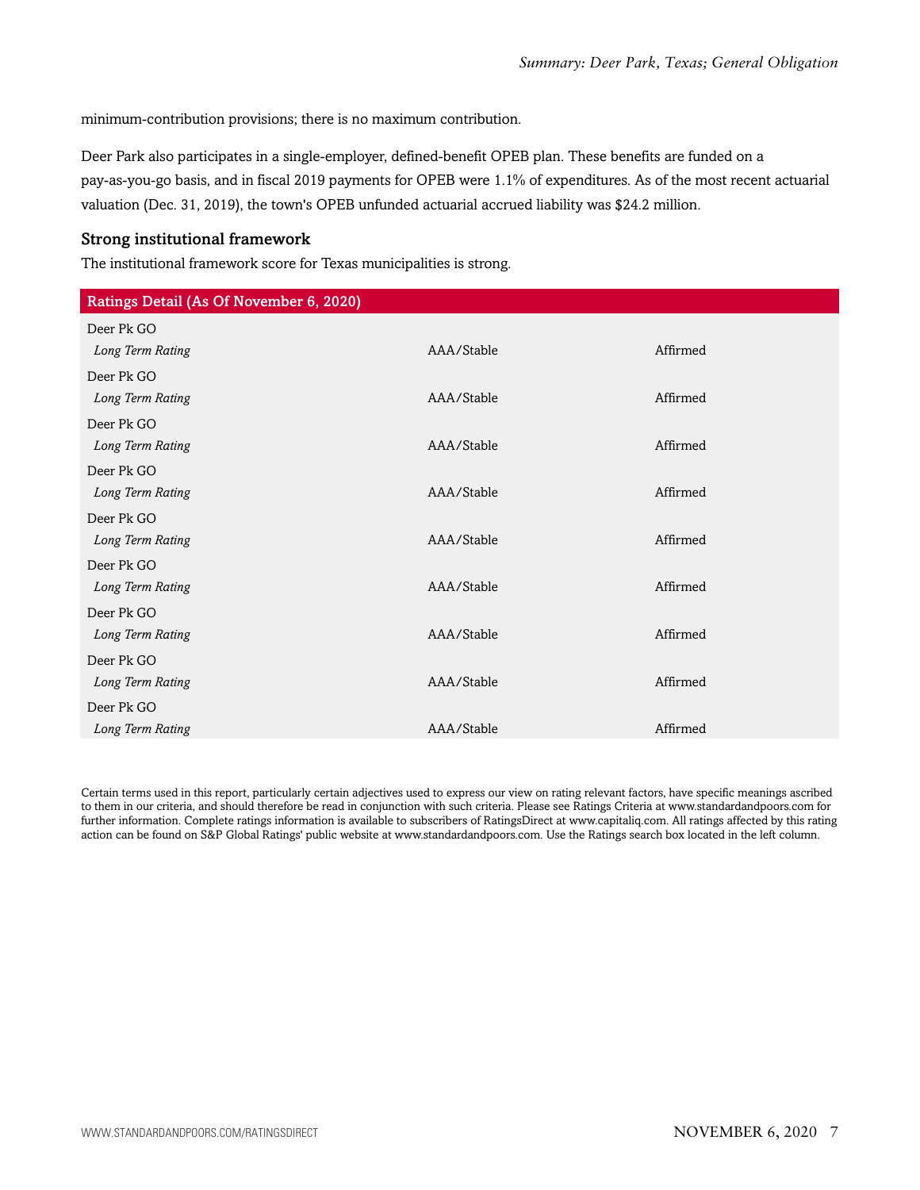minimum-contribution provisions; there is no maximum contribution.

Deer Park also participates in a single-employer, defined-benefit OPEB plan. These benefits are funded on a pay-as-you-go basis, and in fiscal 2019 payments for OPEB were 1.1% of expenditures. As of the most recent actuarial valuation (Dec. 31, 2019), the town's OPEB unfunded actuarial accrued liability was $24.2 million.

### Strong institutional framework

The institutional framework score for Texas municipalities is strong.

| Ratings Detail (As Of November 6, 2020) | | |
|---|---|---|
| Deer Pk GO | | |
| *Long Term Rating* | AAA/Stable | Affirmed |
| Deer Pk GO | | |
| *Long Term Rating* | AAA/Stable | Affirmed |
| Deer Pk GO | | |
| *Long Term Rating* | AAA/Stable | Affirmed |
| Deer Pk GO | | |
| *Long Term Rating* | AAA/Stable | Affirmed |
| Deer Pk GO | | |
| *Long Term Rating* | AAA/Stable | Affirmed |
| Deer Pk GO | | |
| *Long Term Rating* | AAA/Stable | Affirmed |
| Deer Pk GO | | |
| *Long Term Rating* | AAA/Stable | Affirmed |
| Deer Pk GO | | |
| *Long Term Rating* | AAA/Stable | Affirmed |
| Deer Pk GO | | |
| *Long Term Rating* | AAA/Stable | Affirmed |

Certain terms used in this report, particularly certain adjectives used to express our view on rating relevant factors, have specific meanings ascribed to them in our criteria, and should therefore be read in conjunction with such criteria. Please see Ratings Criteria at www.standardandpoors.com for further information. Complete ratings information is available to subscribers of RatingsDirect at www.capitaliq.com. All ratings affected by this rating action can be found on S&P Global Ratings' public website at www.standardandpoors.com. Use the Ratings search box located in the left column.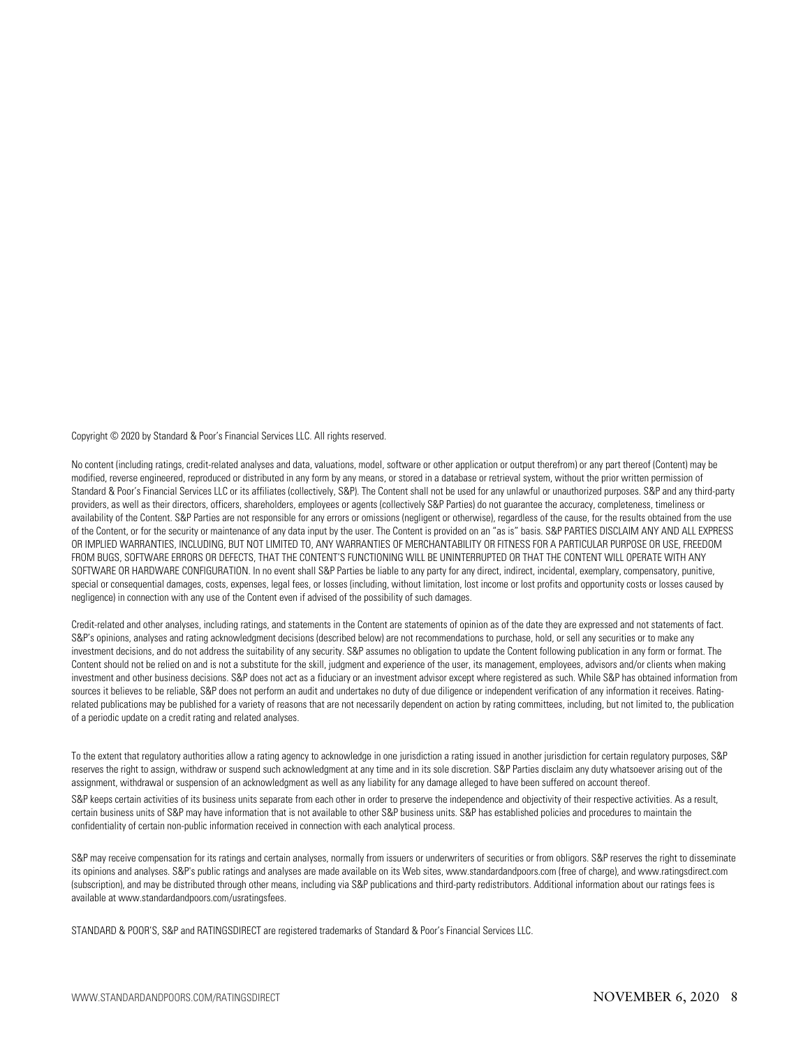Copyright © 2020 by Standard & Poor's Financial Services LLC. All rights reserved.

No content (including ratings, credit-related analyses and data, valuations, model, software or other application or output therefrom) or any part thereof (Content) may be modified, reverse engineered, reproduced or distributed in any form by any means, or stored in a database or retrieval system, without the prior written permission of Standard & Poor's Financial Services LLC or its affiliates (collectively, S&P). The Content shall not be used for any unlawful or unauthorized purposes. S&P and any third-party providers, as well as their directors, officers, shareholders, employees or agents (collectively S&P Parties) do not guarantee the accuracy, completeness, timeliness or availability of the Content. S&P Parties are not responsible for any errors or omissions (negligent or otherwise), regardless of the cause, for the results obtained from the use of the Content, or for the security or maintenance of any data input by the user. The Content is provided on an "as is" basis. S&P PARTIES DISCLAIM ANY AND ALL EXPRESS OR IMPLIED WARRANTIES, INCLUDING, BUT NOT LIMITED TO, ANY WARRANTIES OF MERCHANTABILITY OR FITNESS FOR A PARTICULAR PURPOSE OR USE, FREEDOM FROM BUGS, SOFTWARE ERRORS OR DEFECTS, THAT THE CONTENT'S FUNCTIONING WILL BE UNINTERRUPTED OR THAT THE CONTENT WILL OPERATE WITH ANY SOFTWARE OR HARDWARE CONFIGURATION. In no event shall S&P Parties be liable to any party for any direct, indirect, incidental, exemplary, compensatory, punitive, special or consequential damages, costs, expenses, legal fees, or losses (including, without limitation, lost income or lost profits and opportunity costs or losses caused by negligence) in connection with any use of the Content even if advised of the possibility of such damages.

Credit-related and other analyses, including ratings, and statements in the Content are statements of opinion as of the date they are expressed and not statements of fact. S&P's opinions, analyses and rating acknowledgment decisions (described below) are not recommendations to purchase, hold, or sell any securities or to make any investment decisions, and do not address the suitability of any security. S&P assumes no obligation to update the Content following publication in any form or format. The Content should not be relied on and is not a substitute for the skill, judgment and experience of the user, its management, employees, advisors and/or clients when making investment and other business decisions. S&P does not act as a fiduciary or an investment advisor except where registered as such. While S&P has obtained information from sources it believes to be reliable, S&P does not perform an audit and undertakes no duty of due diligence or independent verification of any information it receives. Rating-related publications may be published for a variety of reasons that are not necessarily dependent on action by rating committees, including, but not limited to, the publication of a periodic update on a credit rating and related analyses.

To the extent that regulatory authorities allow a rating agency to acknowledge in one jurisdiction a rating issued in another jurisdiction for certain regulatory purposes, S&P reserves the right to assign, withdraw or suspend such acknowledgment at any time and in its sole discretion. S&P Parties disclaim any duty whatsoever arising out of the assignment, withdrawal or suspension of an acknowledgment as well as any liability for any damage alleged to have been suffered on account thereof.

S&P keeps certain activities of its business units separate from each other in order to preserve the independence and objectivity of their respective activities. As a result, certain business units of S&P may have information that is not available to other S&P business units. S&P has established policies and procedures to maintain the confidentiality of certain non-public information received in connection with each analytical process.

S&P may receive compensation for its ratings and certain analyses, normally from issuers or underwriters of securities or from obligors. S&P reserves the right to disseminate its opinions and analyses. S&P's public ratings and analyses are made available on its Web sites, www.standardandpoors.com (free of charge), and www.ratingsdirect.com (subscription), and may be distributed through other means, including via S&P publications and third-party redistributors. Additional information about our ratings fees is available at www.standardandpoors.com/usratingsfees.

STANDARD & POOR'S, S&P and RATINGSDIRECT are registered trademarks of Standard & Poor's Financial Services LLC.